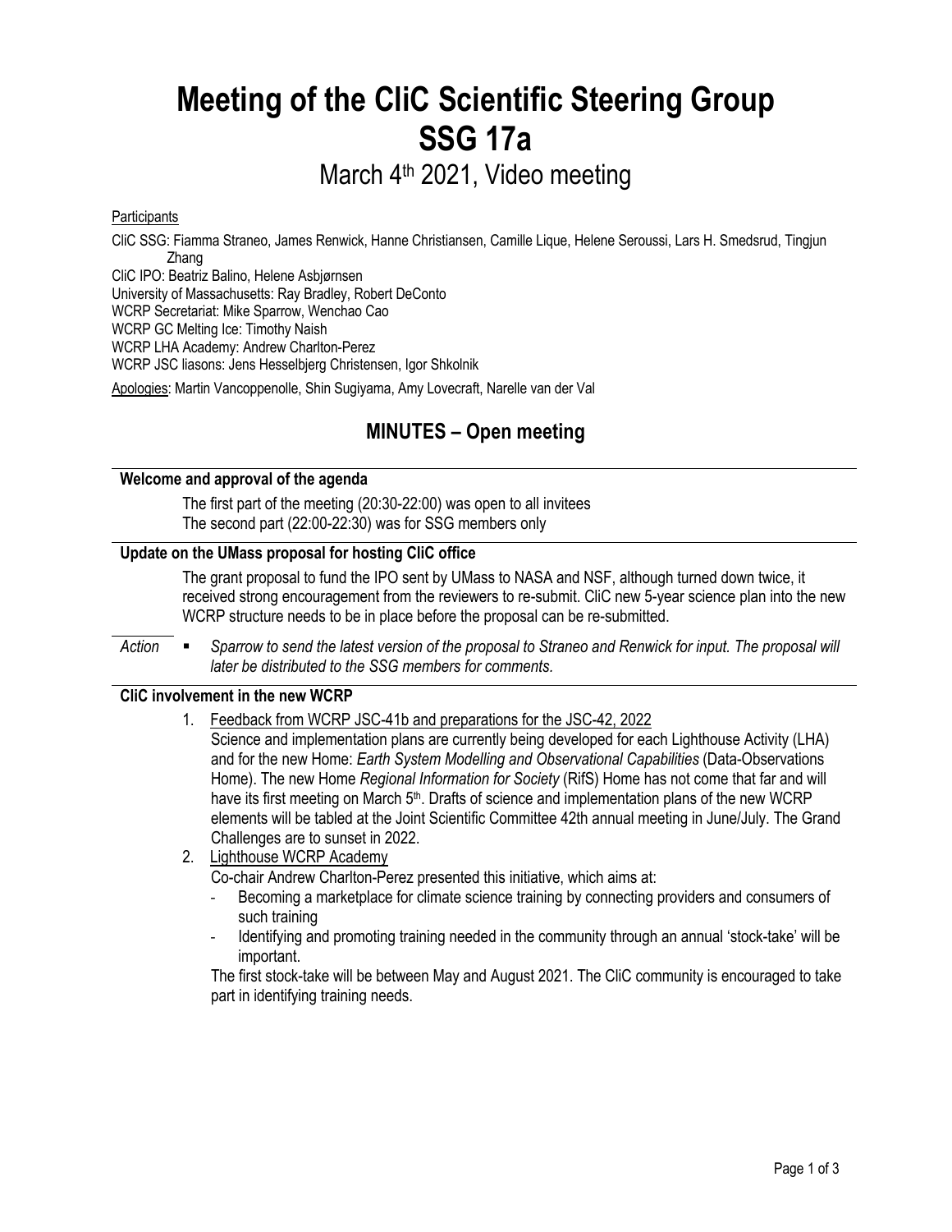# Meeting of the CliC Scientific Steering Group
# SSG 17a

## March 4th 2021, Video meeting

Participants

CliC SSG: Fiamma Straneo, James Renwick, Hanne Christiansen, Camille Lique, Helene Seroussi, Lars H. Smedsrud, Tingjun Zhang

CliC IPO: Beatriz Balino, Helene Asbjørnsen

University of Massachusetts: Ray Bradley, Robert DeConto

WCRP Secretariat: Mike Sparrow, Wenchao Cao

WCRP GC Melting Ice: Timothy Naish

WCRP LHA Academy: Andrew Charlton-Perez

WCRP JSC liasons: Jens Hesselbjerg Christensen, Igor Shkolnik

Apologies: Martin Vancoppenolle, Shin Sugiyama, Amy Lovecraft, Narelle van der Val

## MINUTES – Open meeting

**Welcome and approval of the agenda**

The first part of the meeting (20:30-22:00) was open to all invitees
The second part (22:00-22:30) was for SSG members only

**Update on the UMass proposal for hosting CliC office**

The grant proposal to fund the IPO sent by UMass to NASA and NSF, although turned down twice, it received strong encouragement from the reviewers to re-submit. CliC new 5-year science plan into the new WCRP structure needs to be in place before the proposal can be re-submitted.

*Action*
- *Sparrow to send the latest version of the proposal to Straneo and Renwick for input. The proposal will later be distributed to the SSG members for comments.*

**CliC involvement in the new WCRP**

1. Feedback from WCRP JSC-41b and preparations for the JSC-42, 2022
   Science and implementation plans are currently being developed for each Lighthouse Activity (LHA) and for the new Home: *Earth System Modelling and Observational Capabilities* (Data-Observations Home). The new Home *Regional Information for Society* (RifS) Home has not come that far and will have its first meeting on March 5th. Drafts of science and implementation plans of the new WCRP elements will be tabled at the Joint Scientific Committee 42th annual meeting in June/July. The Grand Challenges are to sunset in 2022.
2. Lighthouse WCRP Academy
   Co-chair Andrew Charlton-Perez presented this initiative, which aims at:
   - Becoming a marketplace for climate science training by connecting providers and consumers of such training
   - Identifying and promoting training needed in the community through an annual 'stock-take' will be important.

   The first stock-take will be between May and August 2021. The CliC community is encouraged to take part in identifying training needs.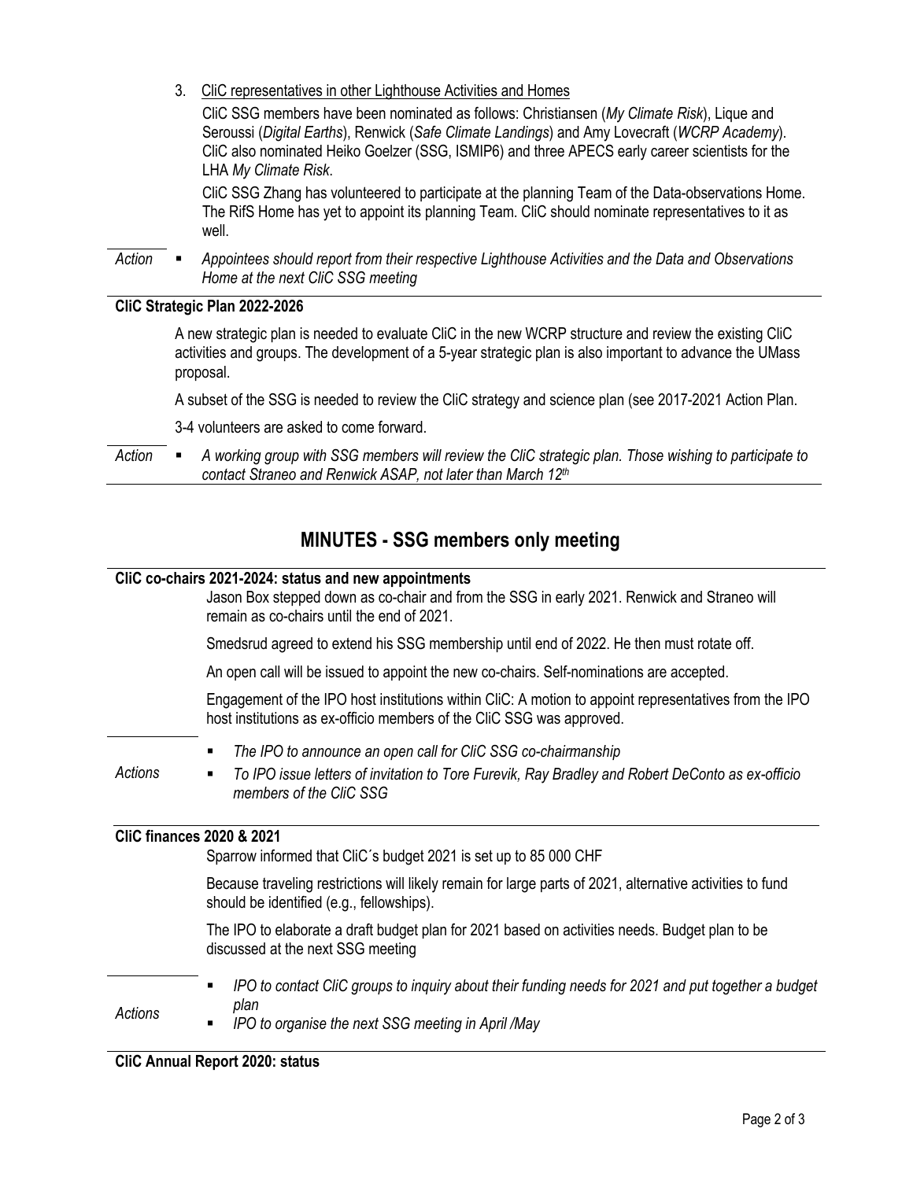3. CliC representatives in other Lighthouse Activities and Homes

   CliC SSG members have been nominated as follows: Christiansen (*My Climate Risk*), Lique and Seroussi (*Digital Earths*), Renwick (*Safe Climate Landings*) and Amy Lovecraft (*WCRP Academy*). CliC also nominated Heiko Goelzer (SSG, ISMIP6) and three APECS early career scientists for the LHA *My Climate Risk*.

   CliC SSG Zhang has volunteered to participate at the planning Team of the Data-observations Home. The RifS Home has yet to appoint its planning Team. CliC should nominate representatives to it as well.

*Action*

- *Appointees should report from their respective Lighthouse Activities and the Data and Observations Home at the next CliC SSG meeting*

**CliC Strategic Plan 2022-2026**

A new strategic plan is needed to evaluate CliC in the new WCRP structure and review the existing CliC activities and groups. The development of a 5-year strategic plan is also important to advance the UMass proposal.

A subset of the SSG is needed to review the CliC strategy and science plan (see 2017-2021 Action Plan.

3-4 volunteers are asked to come forward.

*Action*

- *A working group with SSG members will review the CliC strategic plan. Those wishing to participate to contact Straneo and Renwick ASAP, not later than March 12th*

## MINUTES - SSG members only meeting

**CliC co-chairs 2021-2024: status and new appointments**

Jason Box stepped down as co-chair and from the SSG in early 2021. Renwick and Straneo will remain as co-chairs until the end of 2021.

Smedsrud agreed to extend his SSG membership until end of 2022. He then must rotate off.

An open call will be issued to appoint the new co-chairs. Self-nominations are accepted.

Engagement of the IPO host institutions within CliC: A motion to appoint representatives from the IPO host institutions as ex-officio members of the CliC SSG was approved.

*Actions*

- *The IPO to announce an open call for CliC SSG co-chairmanship*
- *To IPO issue letters of invitation to Tore Furevik, Ray Bradley and Robert DeConto as ex-officio members of the CliC SSG*

**CliC finances 2020 & 2021**

Sparrow informed that CliC´s budget 2021 is set up to 85 000 CHF

Because traveling restrictions will likely remain for large parts of 2021, alternative activities to fund should be identified (e.g., fellowships).

The IPO to elaborate a draft budget plan for 2021 based on activities needs. Budget plan to be discussed at the next SSG meeting

*Actions*

- *IPO to contact CliC groups to inquiry about their funding needs for 2021 and put together a budget plan*
- *IPO to organise the next SSG meeting in April /May*

**CliC Annual Report 2020: status**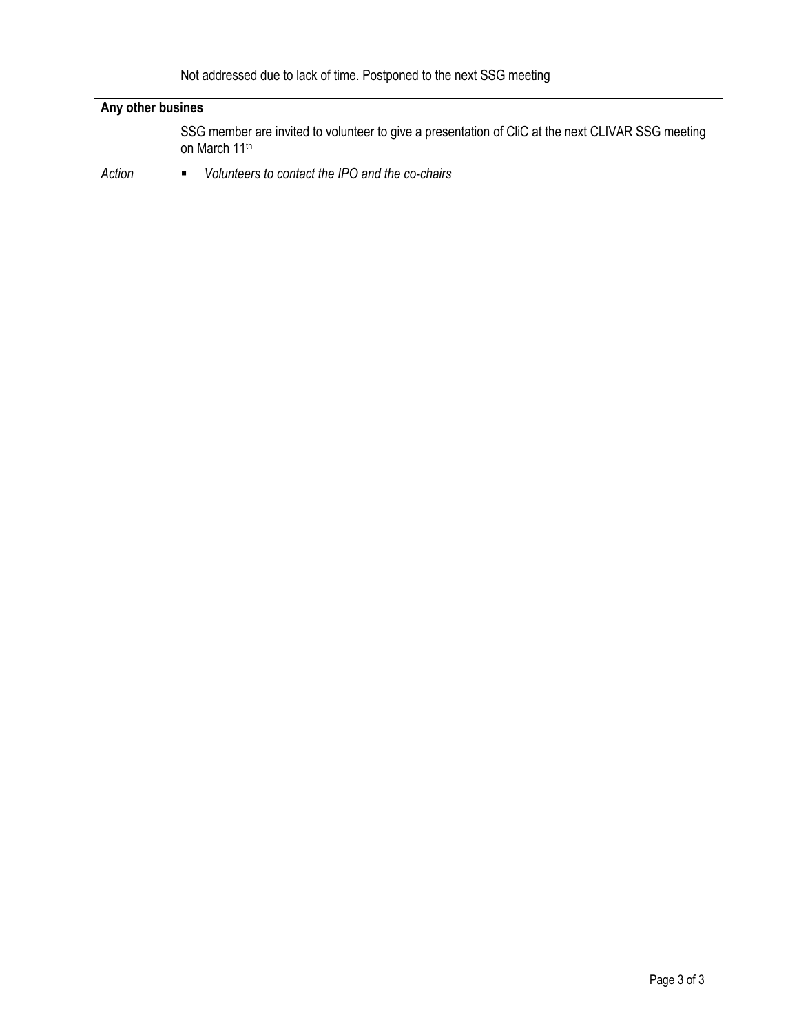Not addressed due to lack of time. Postponed to the next SSG meeting

**Any other busines**

SSG member are invited to volunteer to give a presentation of CliC at the next CLIVAR SSG meeting on March 11th

*Action*

- *Volunteers to contact the IPO and the co-chairs*